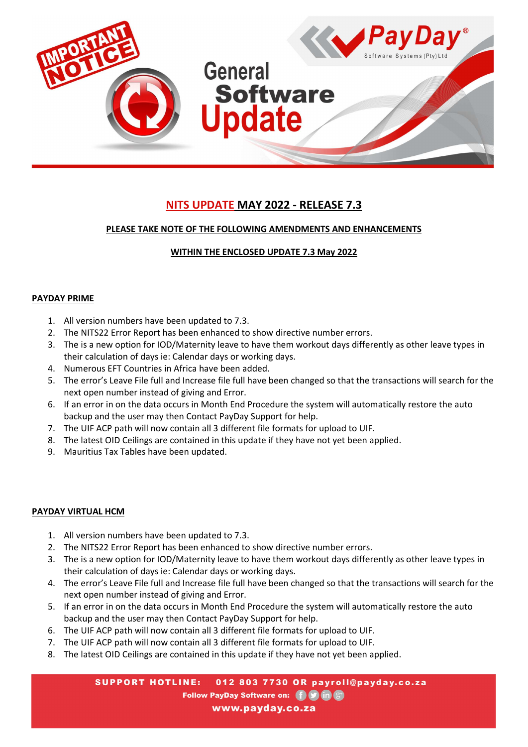IMPORTANT NOTICE

General Software Update

PayDay® Software Systems (Pty) Ltd

# NITS UPDATE MAY 2022 - RELEASE 7.3

**PLEASE TAKE NOTE OF THE FOLLOWING AMENDMENTS AND ENHANCEMENTS**

**WITHIN THE ENCLOSED UPDATE 7.3 May 2022**

## PAYDAY PRIME

1. All version numbers have been updated to 7.3.
2. The NITS22 Error Report has been enhanced to show directive number errors.
3. The is a new option for IOD/Maternity leave to have them workout days differently as other leave types in their calculation of days ie: Calendar days or working days.
4. Numerous EFT Countries in Africa have been added.
5. The error's Leave File full and Increase file full have been changed so that the transactions will search for the next open number instead of giving and Error.
6. If an error in on the data occurs in Month End Procedure the system will automatically restore the auto backup and the user may then Contact PayDay Support for help.
7. The UIF ACP path will now contain all 3 different file formats for upload to UIF.
8. The latest OID Ceilings are contained in this update if they have not yet been applied.
9. Mauritius Tax Tables have been updated.

## PAYDAY VIRTUAL HCM

1. All version numbers have been updated to 7.3.
2. The NITS22 Error Report has been enhanced to show directive number errors.
3. The is a new option for IOD/Maternity leave to have them workout days differently as other leave types in their calculation of days ie: Calendar days or working days.
4. The error's Leave File full and Increase file full have been changed so that the transactions will search for the next open number instead of giving and Error.
5. If an error in on the data occurs in Month End Procedure the system will automatically restore the auto backup and the user may then Contact PayDay Support for help.
6. The UIF ACP path will now contain all 3 different file formats for upload to UIF.
7. The UIF ACP path will now contain all 3 different file formats for upload to UIF.
8. The latest OID Ceilings are contained in this update if they have not yet been applied.

**SUPPORT HOTLINE: 012 803 7730 OR payroll@payday.co.za**

Follow PayDay Software on:

www.payday.co.za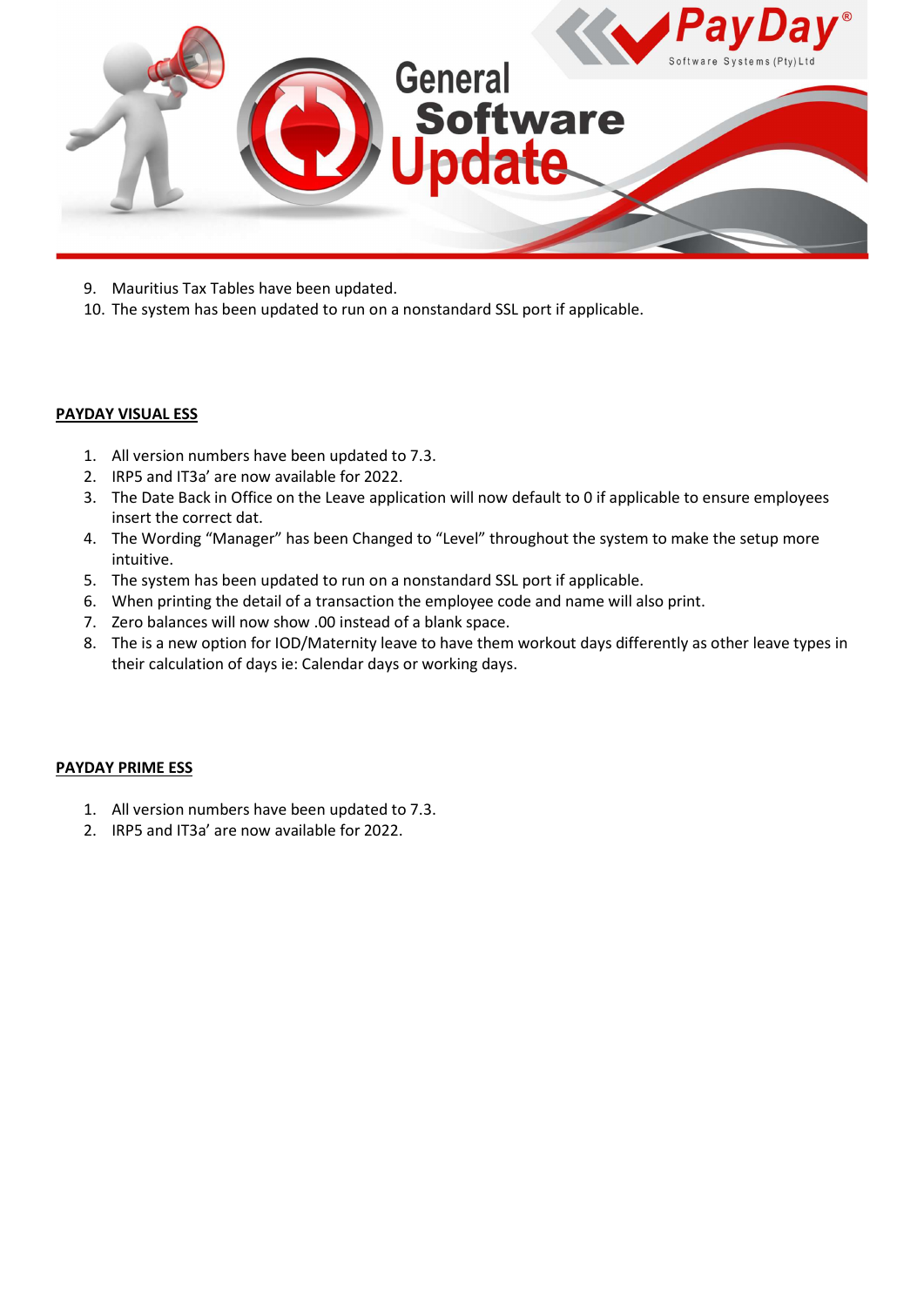9. Mauritius Tax Tables have been updated.
10. The system has been updated to run on a nonstandard SSL port if applicable.

**PAYDAY VISUAL ESS**

1. All version numbers have been updated to 7.3.
2. IRP5 and IT3a' are now available for 2022.
3. The Date Back in Office on the Leave application will now default to 0 if applicable to ensure employees insert the correct dat.
4. The Wording "Manager" has been Changed to "Level" throughout the system to make the setup more intuitive.
5. The system has been updated to run on a nonstandard SSL port if applicable.
6. When printing the detail of a transaction the employee code and name will also print.
7. Zero balances will now show .00 instead of a blank space.
8. The is a new option for IOD/Maternity leave to have them workout days differently as other leave types in their calculation of days ie: Calendar days or working days.

**PAYDAY PRIME ESS**

1. All version numbers have been updated to 7.3.
2. IRP5 and IT3a' are now available for 2022.